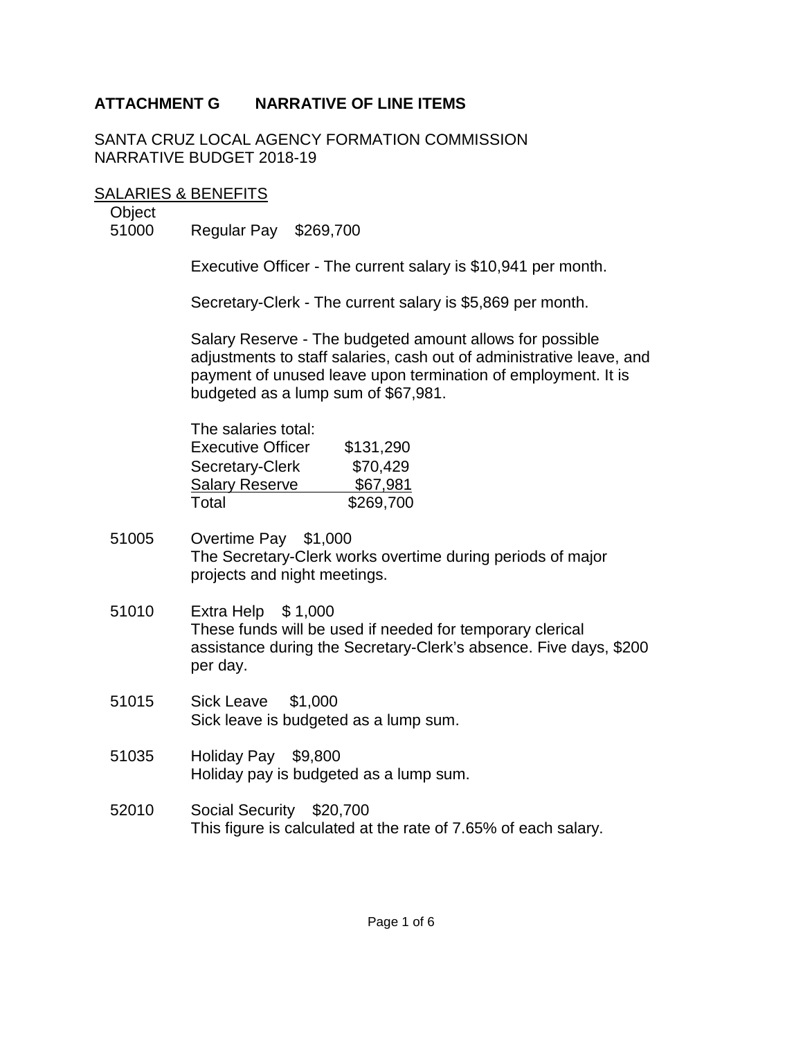## ATTACHMENT G NARRATIVE OF LINE ITEMS

SANTA CRUZ LOCAL AGENCY FORMATION COMMISSION
NARRATIVE BUDGET 2018-19

SALARIES & BENEFITS

Object

51000 Regular Pay $269,700

Executive Officer - The current salary is $10,941 per month.

Secretary-Clerk - The current salary is $5,869 per month.

Salary Reserve - The budgeted amount allows for possible adjustments to staff salaries, cash out of administrative leave, and payment of unused leave upon termination of employment. It is budgeted as a lump sum of $67,981.

The salaries total:

| | |
|---|---|
| Executive Officer | $131,290 |
| Secretary-Clerk | $70,429 |
| Salary Reserve | $67,981 |
| Total | $269,700 |

51005 Overtime Pay $1,000
The Secretary-Clerk works overtime during periods of major projects and night meetings.

51010 Extra Help $ 1,000
These funds will be used if needed for temporary clerical assistance during the Secretary-Clerk's absence. Five days, $200 per day.

51015 Sick Leave $1,000
Sick leave is budgeted as a lump sum.

51035 Holiday Pay $9,800
Holiday pay is budgeted as a lump sum.

52010 Social Security $20,700
This figure is calculated at the rate of 7.65% of each salary.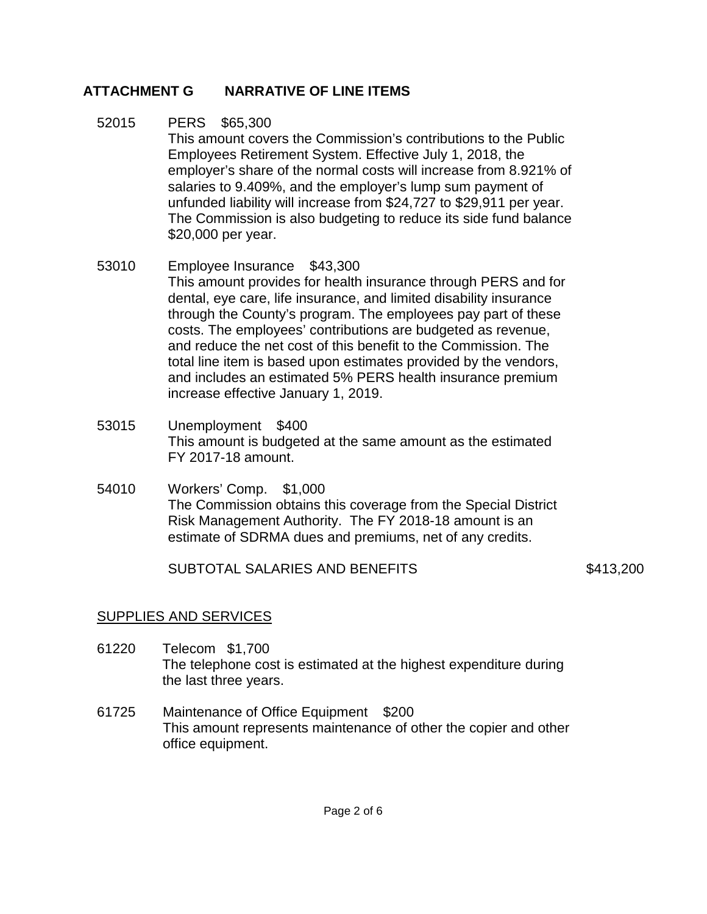## ATTACHMENT G NARRATIVE OF LINE ITEMS

52015 PERS $65,300

This amount covers the Commission's contributions to the Public Employees Retirement System. Effective July 1, 2018, the employer's share of the normal costs will increase from 8.921% of salaries to 9.409%, and the employer's lump sum payment of unfunded liability will increase from $24,727 to $29,911 per year. The Commission is also budgeting to reduce its side fund balance $20,000 per year.

53010 Employee Insurance $43,300

This amount provides for health insurance through PERS and for dental, eye care, life insurance, and limited disability insurance through the County's program. The employees pay part of these costs. The employees' contributions are budgeted as revenue, and reduce the net cost of this benefit to the Commission. The total line item is based upon estimates provided by the vendors, and includes an estimated 5% PERS health insurance premium increase effective January 1, 2019.

53015 Unemployment $400

This amount is budgeted at the same amount as the estimated FY 2017-18 amount.

54010 Workers' Comp. $1,000

The Commission obtains this coverage from the Special District Risk Management Authority. The FY 2018-18 amount is an estimate of SDRMA dues and premiums, net of any credits.

SUBTOTAL SALARIES AND BENEFITS $413,200

### SUPPLIES AND SERVICES

61220 Telecom $1,700

The telephone cost is estimated at the highest expenditure during the last three years.

61725 Maintenance of Office Equipment $200

This amount represents maintenance of other the copier and other office equipment.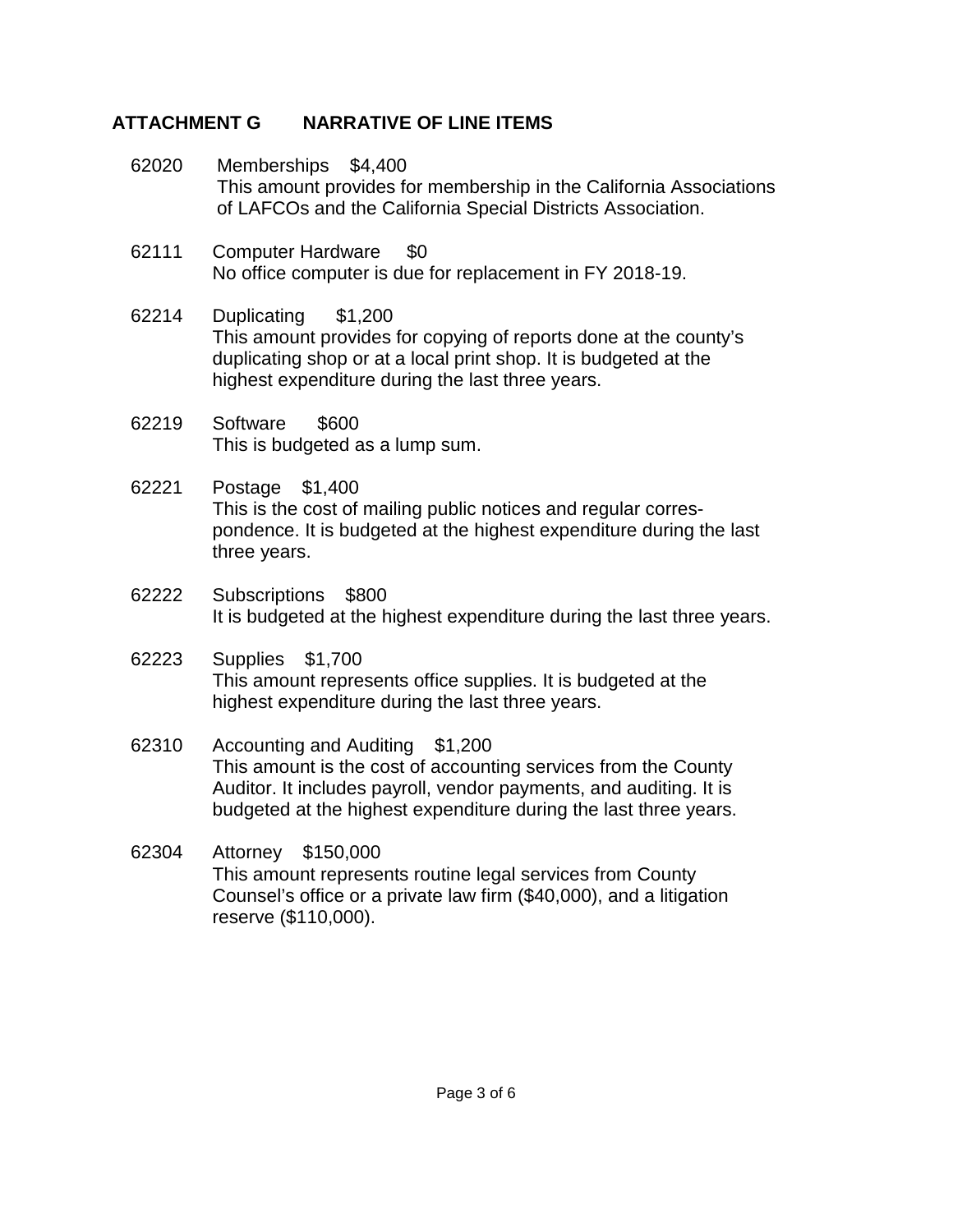## ATTACHMENT G NARRATIVE OF LINE ITEMS

62020 Memberships $4,400
This amount provides for membership in the California Associations of LAFCOs and the California Special Districts Association.

62111 Computer Hardware $0
No office computer is due for replacement in FY 2018-19.

62214 Duplicating $1,200
This amount provides for copying of reports done at the county's duplicating shop or at a local print shop. It is budgeted at the highest expenditure during the last three years.

62219 Software $600
This is budgeted as a lump sum.

62221 Postage $1,400
This is the cost of mailing public notices and regular correspondence. It is budgeted at the highest expenditure during the last three years.

62222 Subscriptions $800
It is budgeted at the highest expenditure during the last three years.

62223 Supplies $1,700
This amount represents office supplies. It is budgeted at the highest expenditure during the last three years.

62310 Accounting and Auditing $1,200
This amount is the cost of accounting services from the County Auditor. It includes payroll, vendor payments, and auditing. It is budgeted at the highest expenditure during the last three years.

62304 Attorney $150,000
This amount represents routine legal services from County Counsel's office or a private law firm ($40,000), and a litigation reserve ($110,000).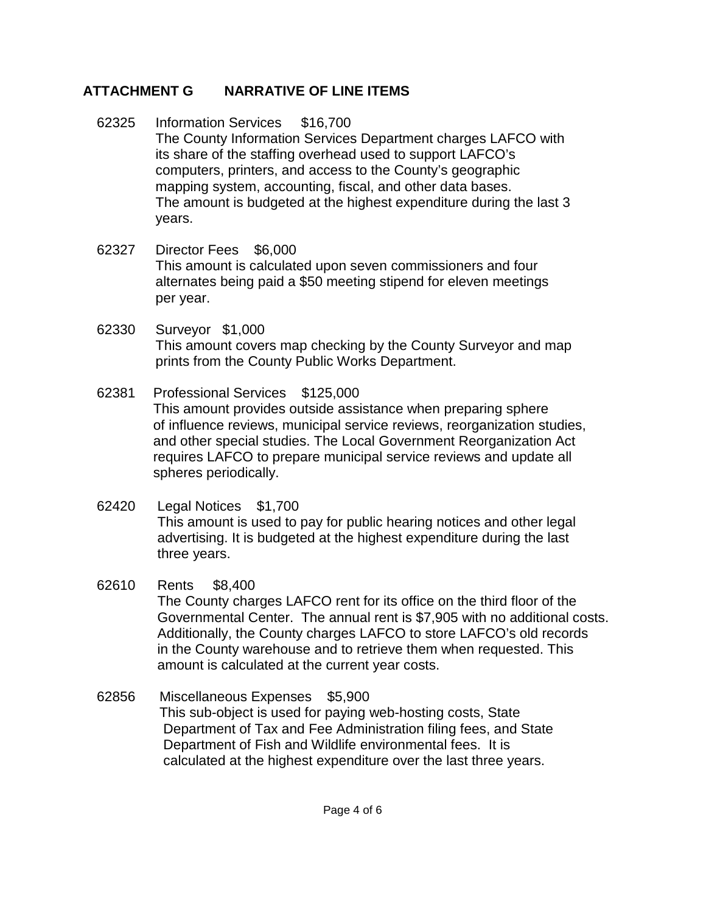## ATTACHMENT G NARRATIVE OF LINE ITEMS

62325 Information Services $16,700
The County Information Services Department charges LAFCO with its share of the staffing overhead used to support LAFCO's computers, printers, and access to the County's geographic mapping system, accounting, fiscal, and other data bases. The amount is budgeted at the highest expenditure during the last 3 years.

62327 Director Fees $6,000
This amount is calculated upon seven commissioners and four alternates being paid a $50 meeting stipend for eleven meetings per year.

62330 Surveyor $1,000
This amount covers map checking by the County Surveyor and map prints from the County Public Works Department.

62381 Professional Services $125,000
This amount provides outside assistance when preparing sphere of influence reviews, municipal service reviews, reorganization studies, and other special studies. The Local Government Reorganization Act requires LAFCO to prepare municipal service reviews and update all spheres periodically.

62420 Legal Notices $1,700
This amount is used to pay for public hearing notices and other legal advertising. It is budgeted at the highest expenditure during the last three years.

62610 Rents $8,400
The County charges LAFCO rent for its office on the third floor of the Governmental Center. The annual rent is $7,905 with no additional costs. Additionally, the County charges LAFCO to store LAFCO's old records in the County warehouse and to retrieve them when requested. This amount is calculated at the current year costs.

62856 Miscellaneous Expenses $5,900
This sub-object is used for paying web-hosting costs, State Department of Tax and Fee Administration filing fees, and State Department of Fish and Wildlife environmental fees. It is calculated at the highest expenditure over the last three years.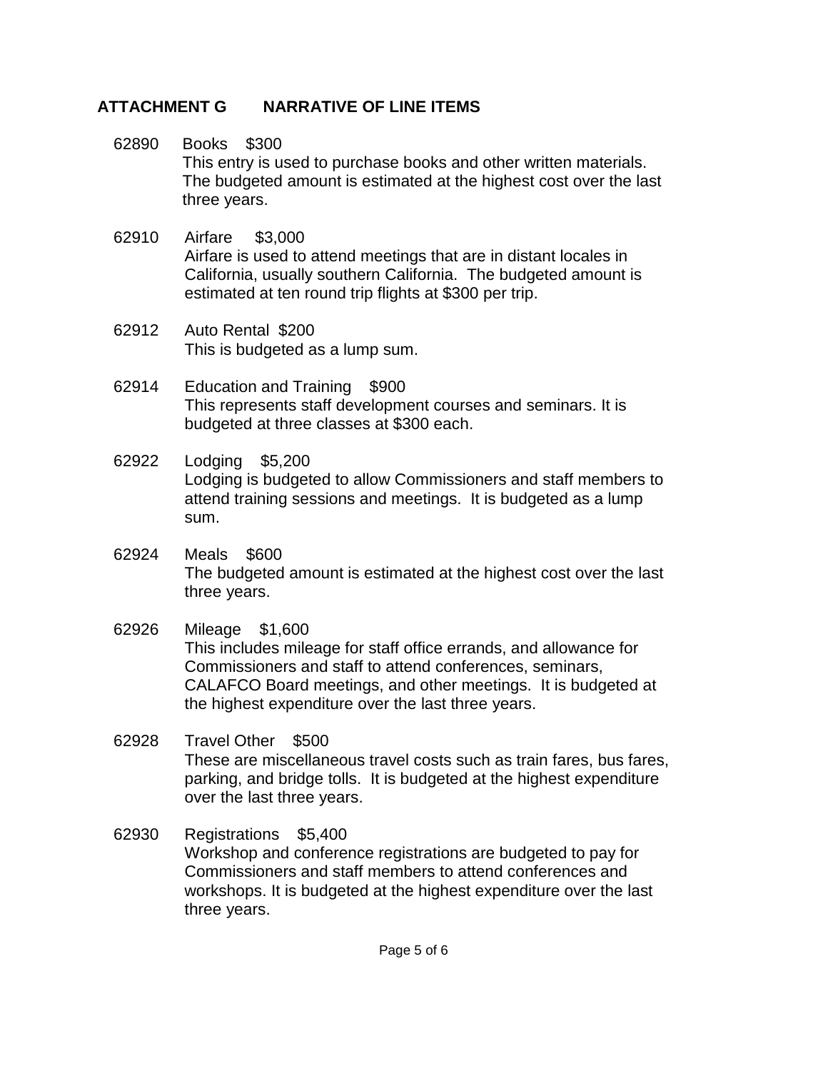## ATTACHMENT G NARRATIVE OF LINE ITEMS

62890 Books $300
This entry is used to purchase books and other written materials. The budgeted amount is estimated at the highest cost over the last three years.

62910 Airfare $3,000
Airfare is used to attend meetings that are in distant locales in California, usually southern California. The budgeted amount is estimated at ten round trip flights at $300 per trip.

62912 Auto Rental $200
This is budgeted as a lump sum.

62914 Education and Training $900
This represents staff development courses and seminars. It is budgeted at three classes at $300 each.

62922 Lodging $5,200
Lodging is budgeted to allow Commissioners and staff members to attend training sessions and meetings. It is budgeted as a lump sum.

62924 Meals $600
The budgeted amount is estimated at the highest cost over the last three years.

62926 Mileage $1,600
This includes mileage for staff office errands, and allowance for Commissioners and staff to attend conferences, seminars, CALAFCO Board meetings, and other meetings. It is budgeted at the highest expenditure over the last three years.

62928 Travel Other $500
These are miscellaneous travel costs such as train fares, bus fares, parking, and bridge tolls. It is budgeted at the highest expenditure over the last three years.

62930 Registrations $5,400
Workshop and conference registrations are budgeted to pay for Commissioners and staff members to attend conferences and workshops. It is budgeted at the highest expenditure over the last three years.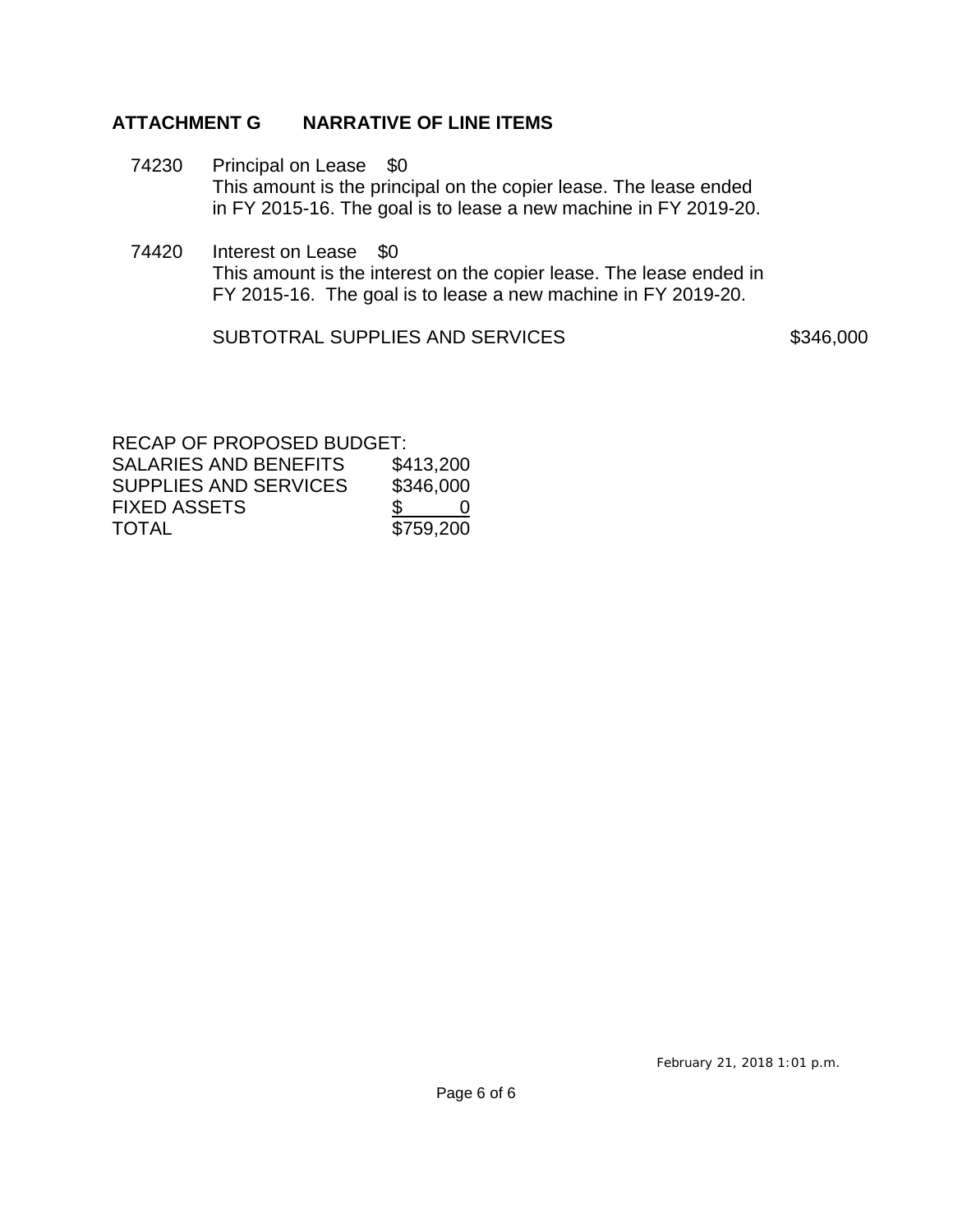## ATTACHMENT G NARRATIVE OF LINE ITEMS

74230 Principal on Lease $0
This amount is the principal on the copier lease. The lease ended in FY 2015-16. The goal is to lease a new machine in FY 2019-20.

74420 Interest on Lease $0
This amount is the interest on the copier lease. The lease ended in FY 2015-16. The goal is to lease a new machine in FY 2019-20.

SUBTOTRAL SUPPLIES AND SERVICES $346,000

RECAP OF PROPOSED BUDGET:

| | |
|---|---|
| SALARIES AND BENEFITS | $413,200 |
| SUPPLIES AND SERVICES | $346,000 |
| FIXED ASSETS | $ 0 |
| TOTAL | $759,200 |

February 21, 2018 1:01 p.m.